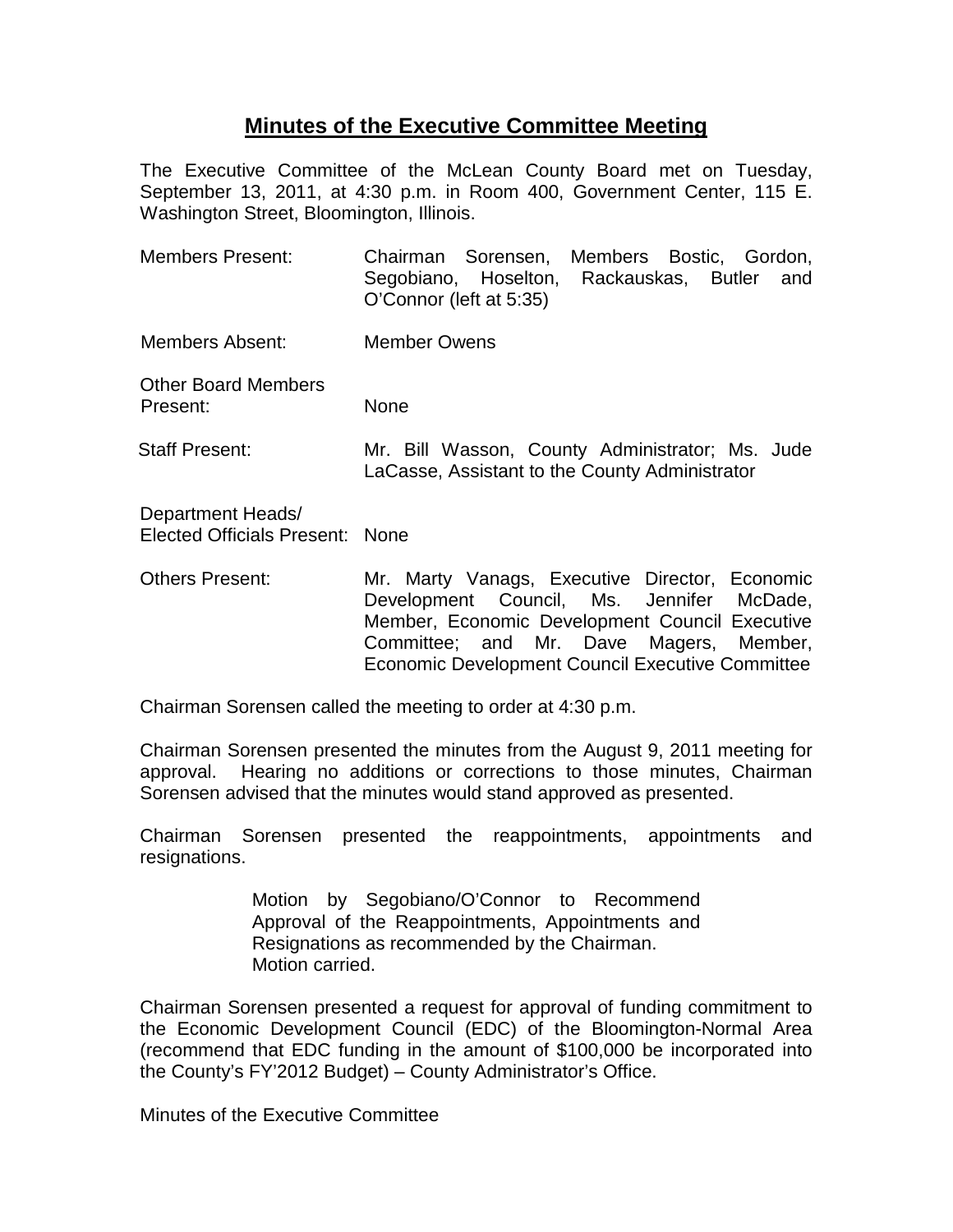# Minutes of the Executive Committee Meeting

The Executive Committee of the McLean County Board met on Tuesday, September 13, 2011, at 4:30 p.m. in Room 400, Government Center, 115 E. Washington Street, Bloomington, Illinois.

| | |
|---|---|
| Members Present: | Chairman Sorensen, Members Bostic, Gordon, Segobiano, Hoselton, Rackauskas, Butler and O'Connor (left at 5:35) |
| Members Absent: | Member Owens |
| Other Board Members Present: | None |
| Staff Present: | Mr. Bill Wasson, County Administrator; Ms. Jude LaCasse, Assistant to the County Administrator |
| Department Heads/ Elected Officials Present: | None |
| Others Present: | Mr. Marty Vanags, Executive Director, Economic Development Council, Ms. Jennifer McDade, Member, Economic Development Council Executive Committee; and Mr. Dave Magers, Member, Economic Development Council Executive Committee |

Chairman Sorensen called the meeting to order at 4:30 p.m.

Chairman Sorensen presented the minutes from the August 9, 2011 meeting for approval. Hearing no additions or corrections to those minutes, Chairman Sorensen advised that the minutes would stand approved as presented.

Chairman Sorensen presented the reappointments, appointments and resignations.

> Motion by Segobiano/O'Connor to Recommend Approval of the Reappointments, Appointments and Resignations as recommended by the Chairman.
> Motion carried.

Chairman Sorensen presented a request for approval of funding commitment to the Economic Development Council (EDC) of the Bloomington-Normal Area (recommend that EDC funding in the amount of $100,000 be incorporated into the County's FY'2012 Budget) – County Administrator's Office.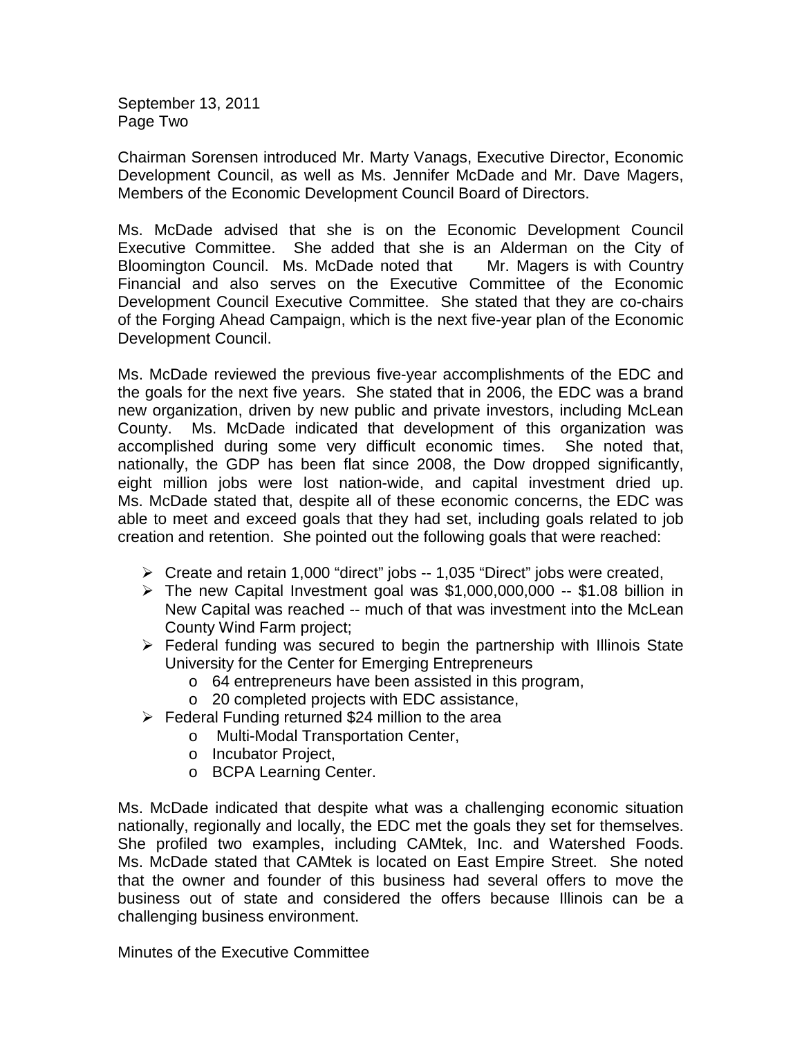Chairman Sorensen introduced Mr. Marty Vanags, Executive Director, Economic Development Council, as well as Ms. Jennifer McDade and Mr. Dave Magers, Members of the Economic Development Council Board of Directors.

Ms. McDade advised that she is on the Economic Development Council Executive Committee. She added that she is an Alderman on the City of Bloomington Council. Ms. McDade noted that Mr. Magers is with Country Financial and also serves on the Executive Committee of the Economic Development Council Executive Committee. She stated that they are co-chairs of the Forging Ahead Campaign, which is the next five-year plan of the Economic Development Council.

Ms. McDade reviewed the previous five-year accomplishments of the EDC and the goals for the next five years. She stated that in 2006, the EDC was a brand new organization, driven by new public and private investors, including McLean County. Ms. McDade indicated that development of this organization was accomplished during some very difficult economic times. She noted that, nationally, the GDP has been flat since 2008, the Dow dropped significantly, eight million jobs were lost nation-wide, and capital investment dried up. Ms. McDade stated that, despite all of these economic concerns, the EDC was able to meet and exceed goals that they had set, including goals related to job creation and retention. She pointed out the following goals that were reached:

- Create and retain 1,000 "direct" jobs -- 1,035 "Direct" jobs were created,
- The new Capital Investment goal was $1,000,000,000 -- $1.08 billion in New Capital was reached -- much of that was investment into the McLean County Wind Farm project;
- Federal funding was secured to begin the partnership with Illinois State University for the Center for Emerging Entrepreneurs
  - 64 entrepreneurs have been assisted in this program,
  - 20 completed projects with EDC assistance,
- Federal Funding returned $24 million to the area
  - Multi-Modal Transportation Center,
  - Incubator Project,
  - BCPA Learning Center.

Ms. McDade indicated that despite what was a challenging economic situation nationally, regionally and locally, the EDC met the goals they set for themselves. She profiled two examples, including CAMtek, Inc. and Watershed Foods. Ms. McDade stated that CAMtek is located on East Empire Street. She noted that the owner and founder of this business had several offers to move the business out of state and considered the offers because Illinois can be a challenging business environment.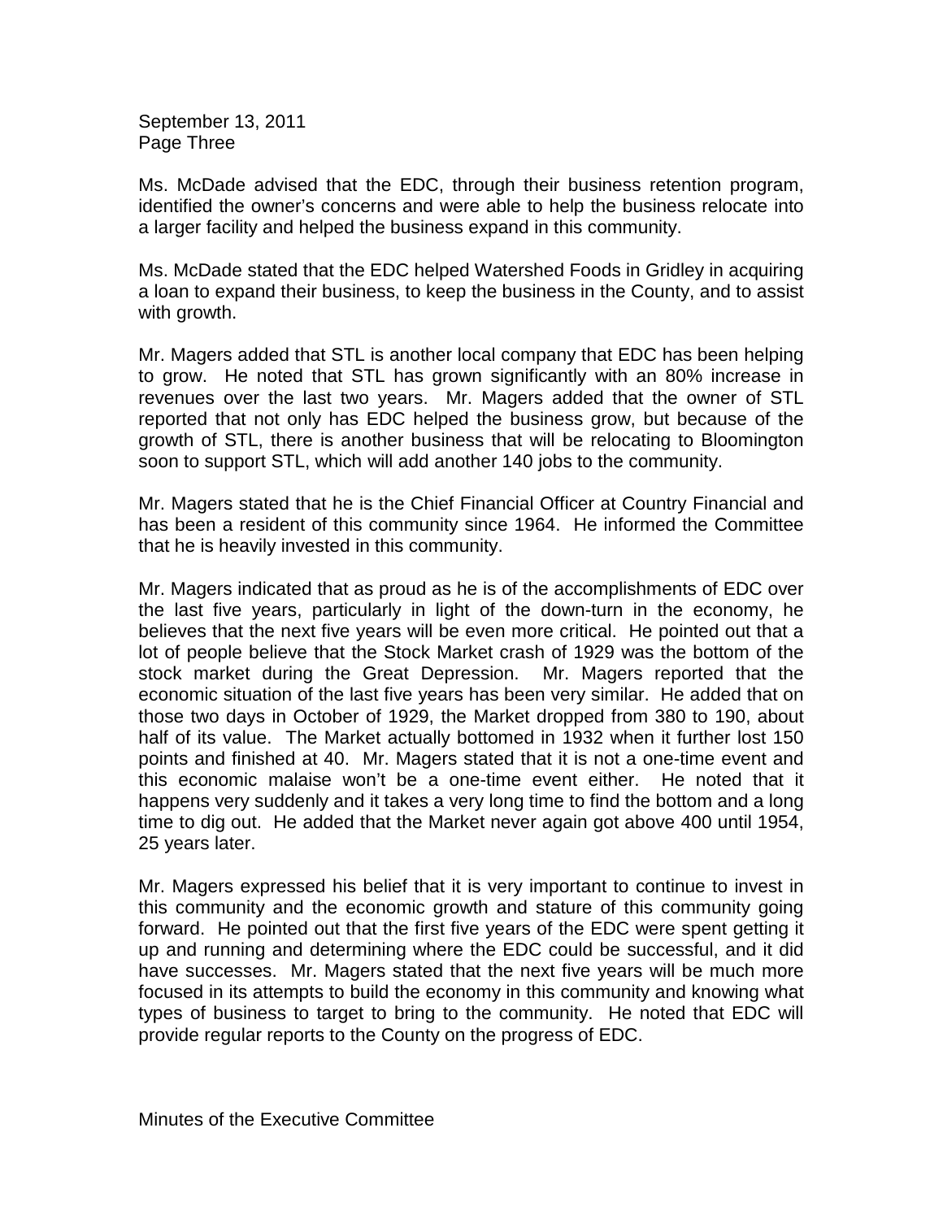Ms. McDade advised that the EDC, through their business retention program, identified the owner's concerns and were able to help the business relocate into a larger facility and helped the business expand in this community.

Ms. McDade stated that the EDC helped Watershed Foods in Gridley in acquiring a loan to expand their business, to keep the business in the County, and to assist with growth.

Mr. Magers added that STL is another local company that EDC has been helping to grow. He noted that STL has grown significantly with an 80% increase in revenues over the last two years. Mr. Magers added that the owner of STL reported that not only has EDC helped the business grow, but because of the growth of STL, there is another business that will be relocating to Bloomington soon to support STL, which will add another 140 jobs to the community.

Mr. Magers stated that he is the Chief Financial Officer at Country Financial and has been a resident of this community since 1964. He informed the Committee that he is heavily invested in this community.

Mr. Magers indicated that as proud as he is of the accomplishments of EDC over the last five years, particularly in light of the down-turn in the economy, he believes that the next five years will be even more critical. He pointed out that a lot of people believe that the Stock Market crash of 1929 was the bottom of the stock market during the Great Depression. Mr. Magers reported that the economic situation of the last five years has been very similar. He added that on those two days in October of 1929, the Market dropped from 380 to 190, about half of its value. The Market actually bottomed in 1932 when it further lost 150 points and finished at 40. Mr. Magers stated that it is not a one-time event and this economic malaise won't be a one-time event either. He noted that it happens very suddenly and it takes a very long time to find the bottom and a long time to dig out. He added that the Market never again got above 400 until 1954, 25 years later.

Mr. Magers expressed his belief that it is very important to continue to invest in this community and the economic growth and stature of this community going forward. He pointed out that the first five years of the EDC were spent getting it up and running and determining where the EDC could be successful, and it did have successes. Mr. Magers stated that the next five years will be much more focused in its attempts to build the economy in this community and knowing what types of business to target to bring to the community. He noted that EDC will provide regular reports to the County on the progress of EDC.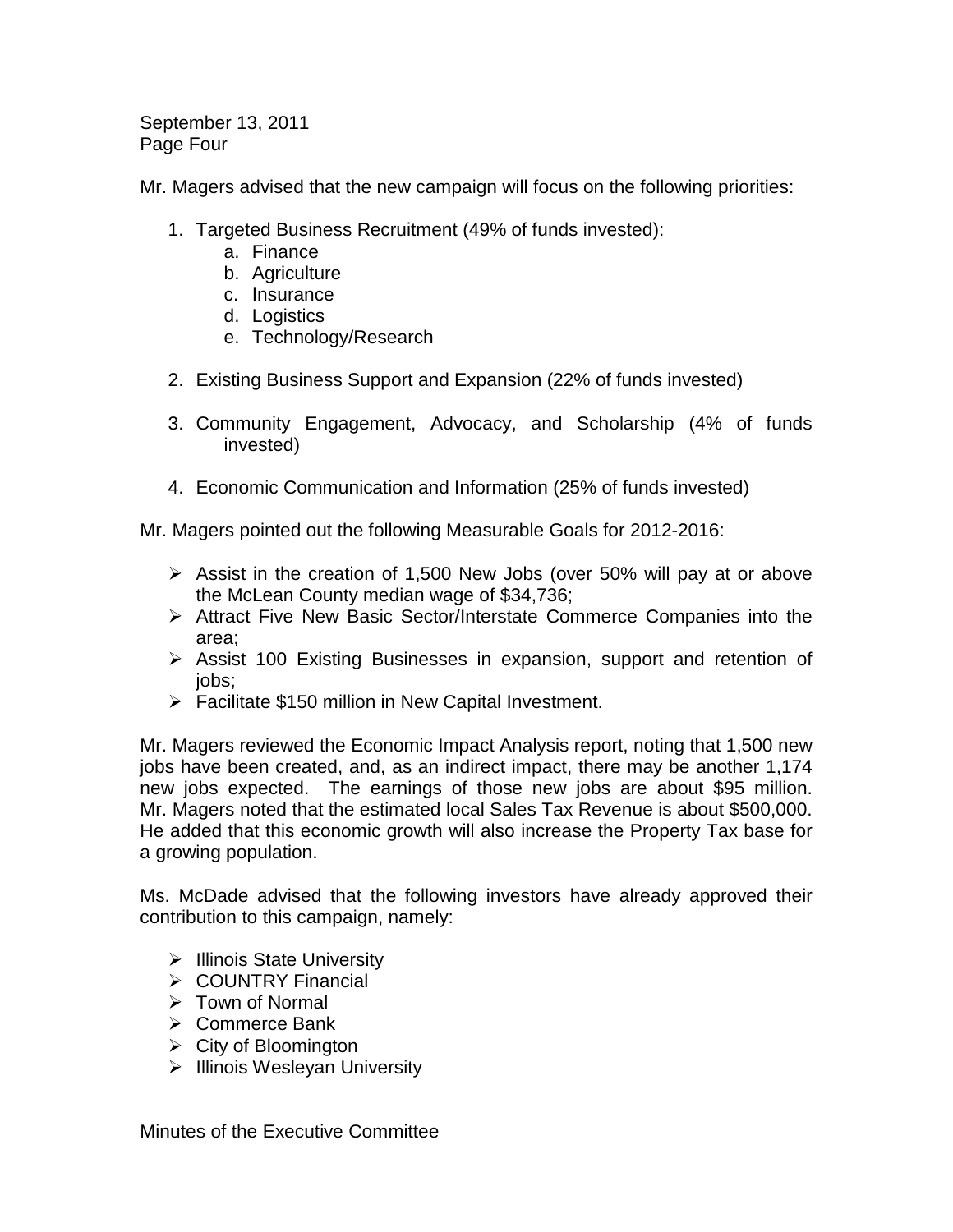Mr. Magers advised that the new campaign will focus on the following priorities:

1. Targeted Business Recruitment (49% of funds invested):
   a. Finance
   b. Agriculture
   c. Insurance
   d. Logistics
   e. Technology/Research

2. Existing Business Support and Expansion (22% of funds invested)

3. Community Engagement, Advocacy, and Scholarship (4% of funds invested)

4. Economic Communication and Information (25% of funds invested)

Mr. Magers pointed out the following Measurable Goals for 2012-2016:

- Assist in the creation of 1,500 New Jobs (over 50% will pay at or above the McLean County median wage of $34,736;
- Attract Five New Basic Sector/Interstate Commerce Companies into the area;
- Assist 100 Existing Businesses in expansion, support and retention of jobs;
- Facilitate $150 million in New Capital Investment.

Mr. Magers reviewed the Economic Impact Analysis report, noting that 1,500 new jobs have been created, and, as an indirect impact, there may be another 1,174 new jobs expected. The earnings of those new jobs are about $95 million. Mr. Magers noted that the estimated local Sales Tax Revenue is about $500,000. He added that this economic growth will also increase the Property Tax base for a growing population.

Ms. McDade advised that the following investors have already approved their contribution to this campaign, namely:

- Illinois State University
- COUNTRY Financial
- Town of Normal
- Commerce Bank
- City of Bloomington
- Illinois Wesleyan University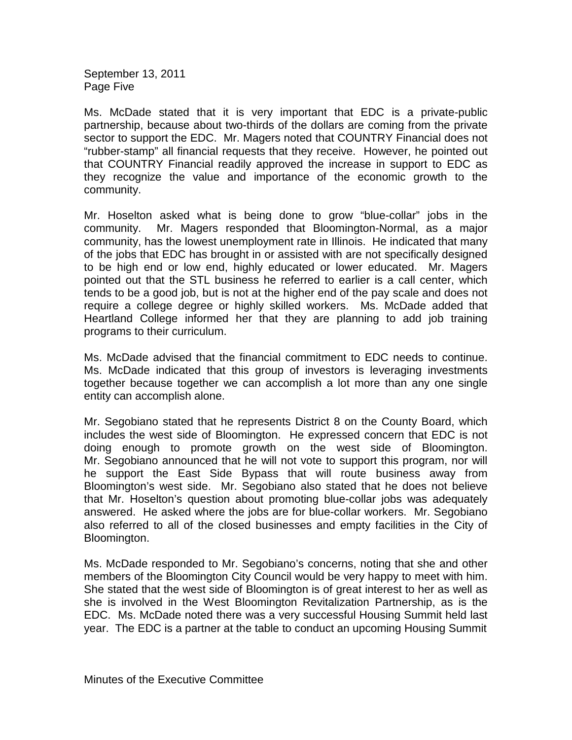Ms. McDade stated that it is very important that EDC is a private-public partnership, because about two-thirds of the dollars are coming from the private sector to support the EDC. Mr. Magers noted that COUNTRY Financial does not "rubber-stamp" all financial requests that they receive. However, he pointed out that COUNTRY Financial readily approved the increase in support to EDC as they recognize the value and importance of the economic growth to the community.

Mr. Hoselton asked what is being done to grow "blue-collar" jobs in the community. Mr. Magers responded that Bloomington-Normal, as a major community, has the lowest unemployment rate in Illinois. He indicated that many of the jobs that EDC has brought in or assisted with are not specifically designed to be high end or low end, highly educated or lower educated. Mr. Magers pointed out that the STL business he referred to earlier is a call center, which tends to be a good job, but is not at the higher end of the pay scale and does not require a college degree or highly skilled workers. Ms. McDade added that Heartland College informed her that they are planning to add job training programs to their curriculum.

Ms. McDade advised that the financial commitment to EDC needs to continue. Ms. McDade indicated that this group of investors is leveraging investments together because together we can accomplish a lot more than any one single entity can accomplish alone.

Mr. Segobiano stated that he represents District 8 on the County Board, which includes the west side of Bloomington. He expressed concern that EDC is not doing enough to promote growth on the west side of Bloomington. Mr. Segobiano announced that he will not vote to support this program, nor will he support the East Side Bypass that will route business away from Bloomington's west side. Mr. Segobiano also stated that he does not believe that Mr. Hoselton's question about promoting blue-collar jobs was adequately answered. He asked where the jobs are for blue-collar workers. Mr. Segobiano also referred to all of the closed businesses and empty facilities in the City of Bloomington.

Ms. McDade responded to Mr. Segobiano's concerns, noting that she and other members of the Bloomington City Council would be very happy to meet with him. She stated that the west side of Bloomington is of great interest to her as well as she is involved in the West Bloomington Revitalization Partnership, as is the EDC. Ms. McDade noted there was a very successful Housing Summit held last year. The EDC is a partner at the table to conduct an upcoming Housing Summit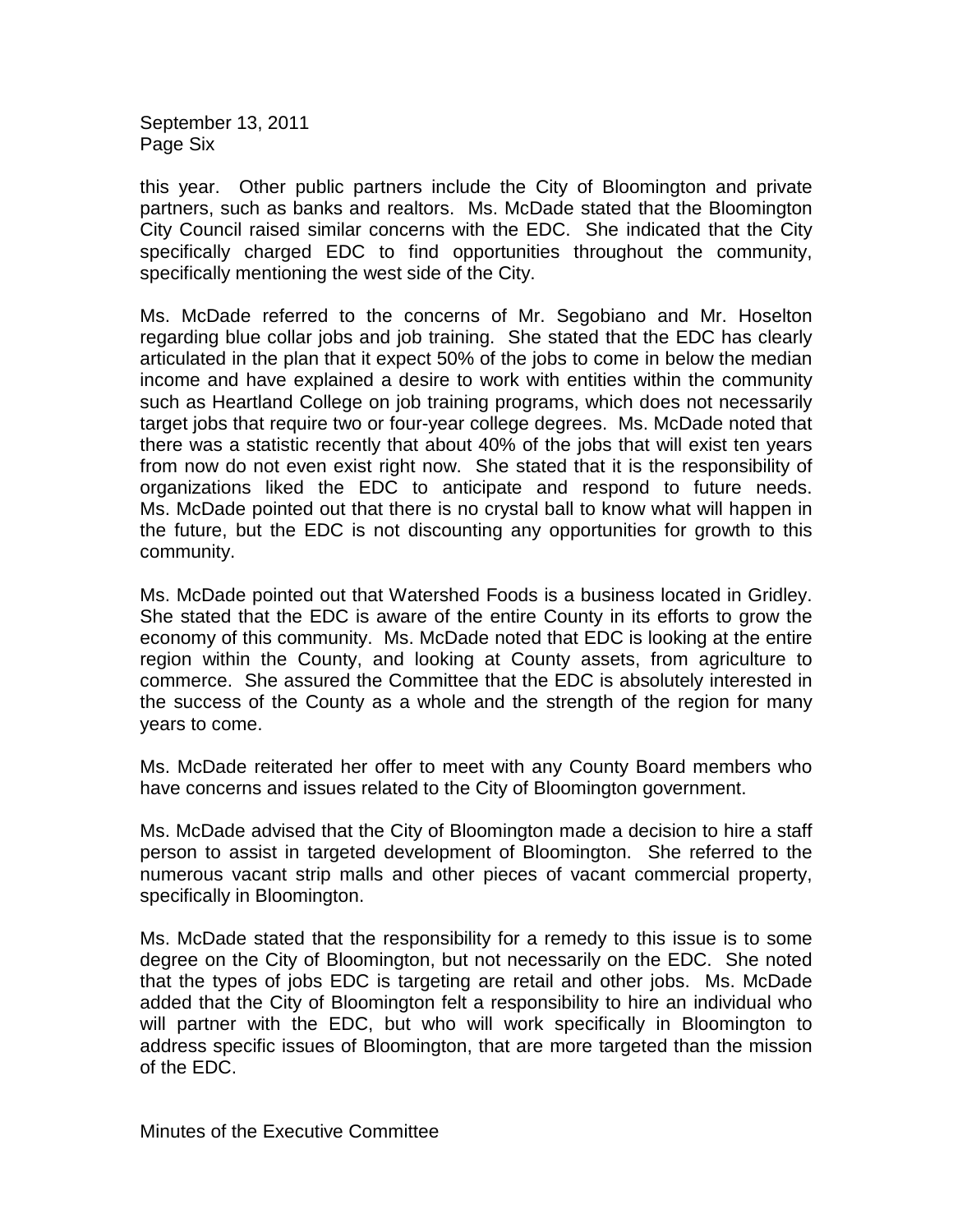this year. Other public partners include the City of Bloomington and private partners, such as banks and realtors. Ms. McDade stated that the Bloomington City Council raised similar concerns with the EDC. She indicated that the City specifically charged EDC to find opportunities throughout the community, specifically mentioning the west side of the City.

Ms. McDade referred to the concerns of Mr. Segobiano and Mr. Hoselton regarding blue collar jobs and job training. She stated that the EDC has clearly articulated in the plan that it expect 50% of the jobs to come in below the median income and have explained a desire to work with entities within the community such as Heartland College on job training programs, which does not necessarily target jobs that require two or four-year college degrees. Ms. McDade noted that there was a statistic recently that about 40% of the jobs that will exist ten years from now do not even exist right now. She stated that it is the responsibility of organizations liked the EDC to anticipate and respond to future needs. Ms. McDade pointed out that there is no crystal ball to know what will happen in the future, but the EDC is not discounting any opportunities for growth to this community.

Ms. McDade pointed out that Watershed Foods is a business located in Gridley. She stated that the EDC is aware of the entire County in its efforts to grow the economy of this community. Ms. McDade noted that EDC is looking at the entire region within the County, and looking at County assets, from agriculture to commerce. She assured the Committee that the EDC is absolutely interested in the success of the County as a whole and the strength of the region for many years to come.

Ms. McDade reiterated her offer to meet with any County Board members who have concerns and issues related to the City of Bloomington government.

Ms. McDade advised that the City of Bloomington made a decision to hire a staff person to assist in targeted development of Bloomington. She referred to the numerous vacant strip malls and other pieces of vacant commercial property, specifically in Bloomington.

Ms. McDade stated that the responsibility for a remedy to this issue is to some degree on the City of Bloomington, but not necessarily on the EDC. She noted that the types of jobs EDC is targeting are retail and other jobs. Ms. McDade added that the City of Bloomington felt a responsibility to hire an individual who will partner with the EDC, but who will work specifically in Bloomington to address specific issues of Bloomington, that are more targeted than the mission of the EDC.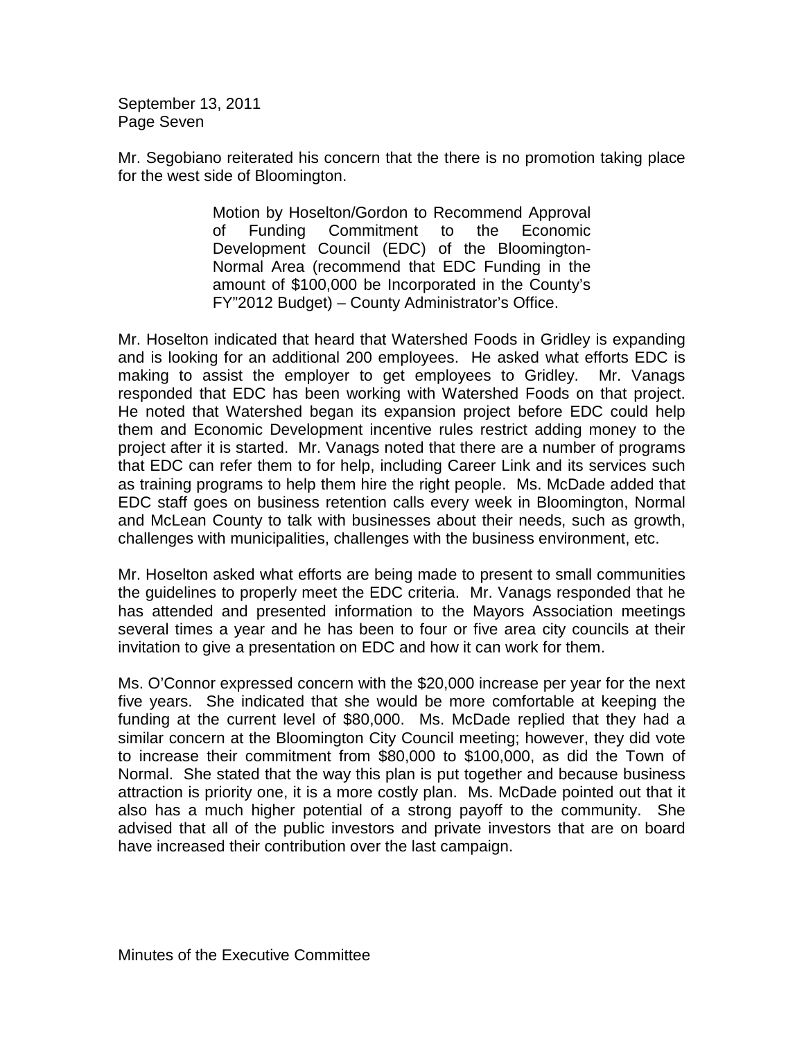Mr. Segobiano reiterated his concern that the there is no promotion taking place for the west side of Bloomington.

> Motion by Hoselton/Gordon to Recommend Approval of Funding Commitment to the Economic Development Council (EDC) of the Bloomington-Normal Area (recommend that EDC Funding in the amount of $100,000 be Incorporated in the County's FY"2012 Budget) – County Administrator's Office.

Mr. Hoselton indicated that heard that Watershed Foods in Gridley is expanding and is looking for an additional 200 employees. He asked what efforts EDC is making to assist the employer to get employees to Gridley. Mr. Vanags responded that EDC has been working with Watershed Foods on that project. He noted that Watershed began its expansion project before EDC could help them and Economic Development incentive rules restrict adding money to the project after it is started. Mr. Vanags noted that there are a number of programs that EDC can refer them to for help, including Career Link and its services such as training programs to help them hire the right people. Ms. McDade added that EDC staff goes on business retention calls every week in Bloomington, Normal and McLean County to talk with businesses about their needs, such as growth, challenges with municipalities, challenges with the business environment, etc.

Mr. Hoselton asked what efforts are being made to present to small communities the guidelines to properly meet the EDC criteria. Mr. Vanags responded that he has attended and presented information to the Mayors Association meetings several times a year and he has been to four or five area city councils at their invitation to give a presentation on EDC and how it can work for them.

Ms. O'Connor expressed concern with the $20,000 increase per year for the next five years. She indicated that she would be more comfortable at keeping the funding at the current level of $80,000. Ms. McDade replied that they had a similar concern at the Bloomington City Council meeting; however, they did vote to increase their commitment from $80,000 to $100,000, as did the Town of Normal. She stated that the way this plan is put together and because business attraction is priority one, it is a more costly plan. Ms. McDade pointed out that it also has a much higher potential of a strong payoff to the community. She advised that all of the public investors and private investors that are on board have increased their contribution over the last campaign.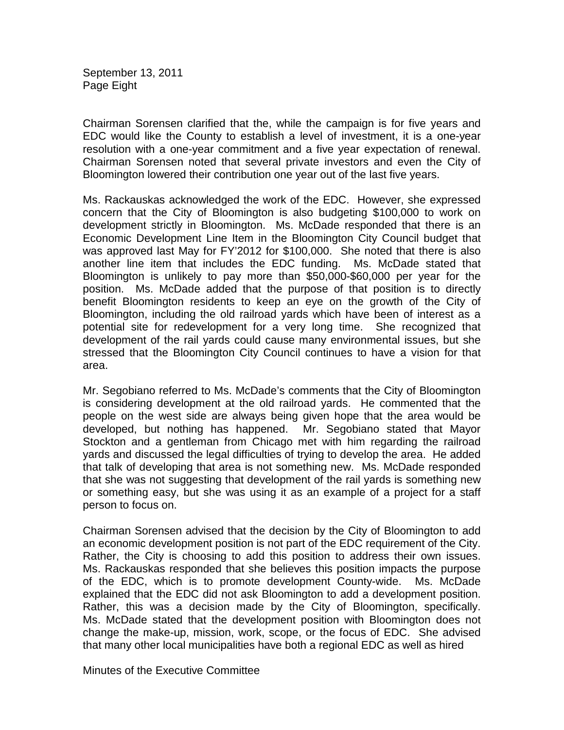Chairman Sorensen clarified that the, while the campaign is for five years and EDC would like the County to establish a level of investment, it is a one-year resolution with a one-year commitment and a five year expectation of renewal. Chairman Sorensen noted that several private investors and even the City of Bloomington lowered their contribution one year out of the last five years.

Ms. Rackauskas acknowledged the work of the EDC. However, she expressed concern that the City of Bloomington is also budgeting $100,000 to work on development strictly in Bloomington. Ms. McDade responded that there is an Economic Development Line Item in the Bloomington City Council budget that was approved last May for FY'2012 for $100,000. She noted that there is also another line item that includes the EDC funding. Ms. McDade stated that Bloomington is unlikely to pay more than $50,000-$60,000 per year for the position. Ms. McDade added that the purpose of that position is to directly benefit Bloomington residents to keep an eye on the growth of the City of Bloomington, including the old railroad yards which have been of interest as a potential site for redevelopment for a very long time. She recognized that development of the rail yards could cause many environmental issues, but she stressed that the Bloomington City Council continues to have a vision for that area.

Mr. Segobiano referred to Ms. McDade's comments that the City of Bloomington is considering development at the old railroad yards. He commented that the people on the west side are always being given hope that the area would be developed, but nothing has happened. Mr. Segobiano stated that Mayor Stockton and a gentleman from Chicago met with him regarding the railroad yards and discussed the legal difficulties of trying to develop the area. He added that talk of developing that area is not something new. Ms. McDade responded that she was not suggesting that development of the rail yards is something new or something easy, but she was using it as an example of a project for a staff person to focus on.

Chairman Sorensen advised that the decision by the City of Bloomington to add an economic development position is not part of the EDC requirement of the City. Rather, the City is choosing to add this position to address their own issues. Ms. Rackauskas responded that she believes this position impacts the purpose of the EDC, which is to promote development County-wide. Ms. McDade explained that the EDC did not ask Bloomington to add a development position. Rather, this was a decision made by the City of Bloomington, specifically. Ms. McDade stated that the development position with Bloomington does not change the make-up, mission, work, scope, or the focus of EDC. She advised that many other local municipalities have both a regional EDC as well as hired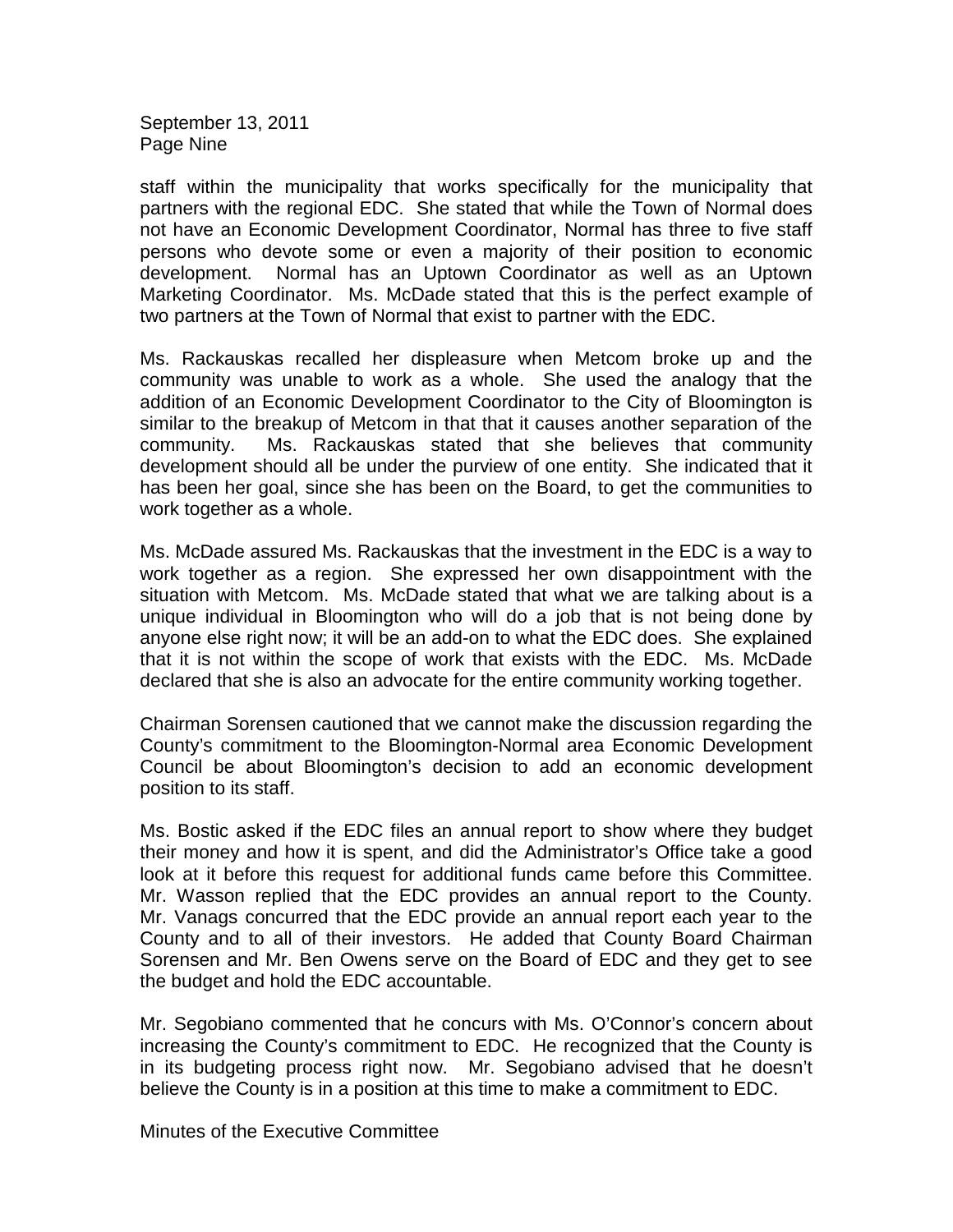staff within the municipality that works specifically for the municipality that partners with the regional EDC. She stated that while the Town of Normal does not have an Economic Development Coordinator, Normal has three to five staff persons who devote some or even a majority of their position to economic development. Normal has an Uptown Coordinator as well as an Uptown Marketing Coordinator. Ms. McDade stated that this is the perfect example of two partners at the Town of Normal that exist to partner with the EDC.

Ms. Rackauskas recalled her displeasure when Metcom broke up and the community was unable to work as a whole. She used the analogy that the addition of an Economic Development Coordinator to the City of Bloomington is similar to the breakup of Metcom in that that it causes another separation of the community. Ms. Rackauskas stated that she believes that community development should all be under the purview of one entity. She indicated that it has been her goal, since she has been on the Board, to get the communities to work together as a whole.

Ms. McDade assured Ms. Rackauskas that the investment in the EDC is a way to work together as a region. She expressed her own disappointment with the situation with Metcom. Ms. McDade stated that what we are talking about is a unique individual in Bloomington who will do a job that is not being done by anyone else right now; it will be an add-on to what the EDC does. She explained that it is not within the scope of work that exists with the EDC. Ms. McDade declared that she is also an advocate for the entire community working together.

Chairman Sorensen cautioned that we cannot make the discussion regarding the County's commitment to the Bloomington-Normal area Economic Development Council be about Bloomington's decision to add an economic development position to its staff.

Ms. Bostic asked if the EDC files an annual report to show where they budget their money and how it is spent, and did the Administrator's Office take a good look at it before this request for additional funds came before this Committee. Mr. Wasson replied that the EDC provides an annual report to the County. Mr. Vanags concurred that the EDC provide an annual report each year to the County and to all of their investors. He added that County Board Chairman Sorensen and Mr. Ben Owens serve on the Board of EDC and they get to see the budget and hold the EDC accountable.

Mr. Segobiano commented that he concurs with Ms. O'Connor's concern about increasing the County's commitment to EDC. He recognized that the County is in its budgeting process right now. Mr. Segobiano advised that he doesn't believe the County is in a position at this time to make a commitment to EDC.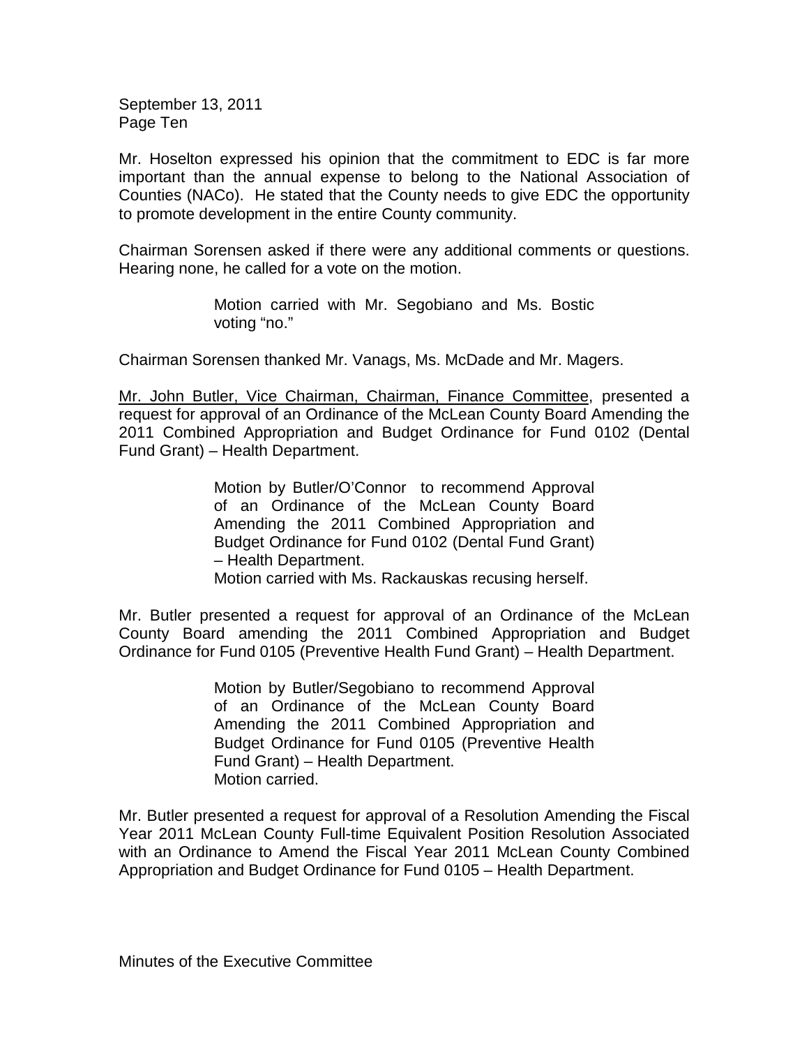Mr. Hoselton expressed his opinion that the commitment to EDC is far more important than the annual expense to belong to the National Association of Counties (NACo). He stated that the County needs to give EDC the opportunity to promote development in the entire County community.

Chairman Sorensen asked if there were any additional comments or questions. Hearing none, he called for a vote on the motion.

> Motion carried with Mr. Segobiano and Ms. Bostic voting "no."

Chairman Sorensen thanked Mr. Vanags, Ms. McDade and Mr. Magers.

Mr. John Butler, Vice Chairman, Chairman, Finance Committee, presented a request for approval of an Ordinance of the McLean County Board Amending the 2011 Combined Appropriation and Budget Ordinance for Fund 0102 (Dental Fund Grant) – Health Department.

> Motion by Butler/O'Connor to recommend Approval of an Ordinance of the McLean County Board Amending the 2011 Combined Appropriation and Budget Ordinance for Fund 0102 (Dental Fund Grant) – Health Department.
> Motion carried with Ms. Rackauskas recusing herself.

Mr. Butler presented a request for approval of an Ordinance of the McLean County Board amending the 2011 Combined Appropriation and Budget Ordinance for Fund 0105 (Preventive Health Fund Grant) – Health Department.

> Motion by Butler/Segobiano to recommend Approval of an Ordinance of the McLean County Board Amending the 2011 Combined Appropriation and Budget Ordinance for Fund 0105 (Preventive Health Fund Grant) – Health Department.
> Motion carried.

Mr. Butler presented a request for approval of a Resolution Amending the Fiscal Year 2011 McLean County Full-time Equivalent Position Resolution Associated with an Ordinance to Amend the Fiscal Year 2011 McLean County Combined Appropriation and Budget Ordinance for Fund 0105 – Health Department.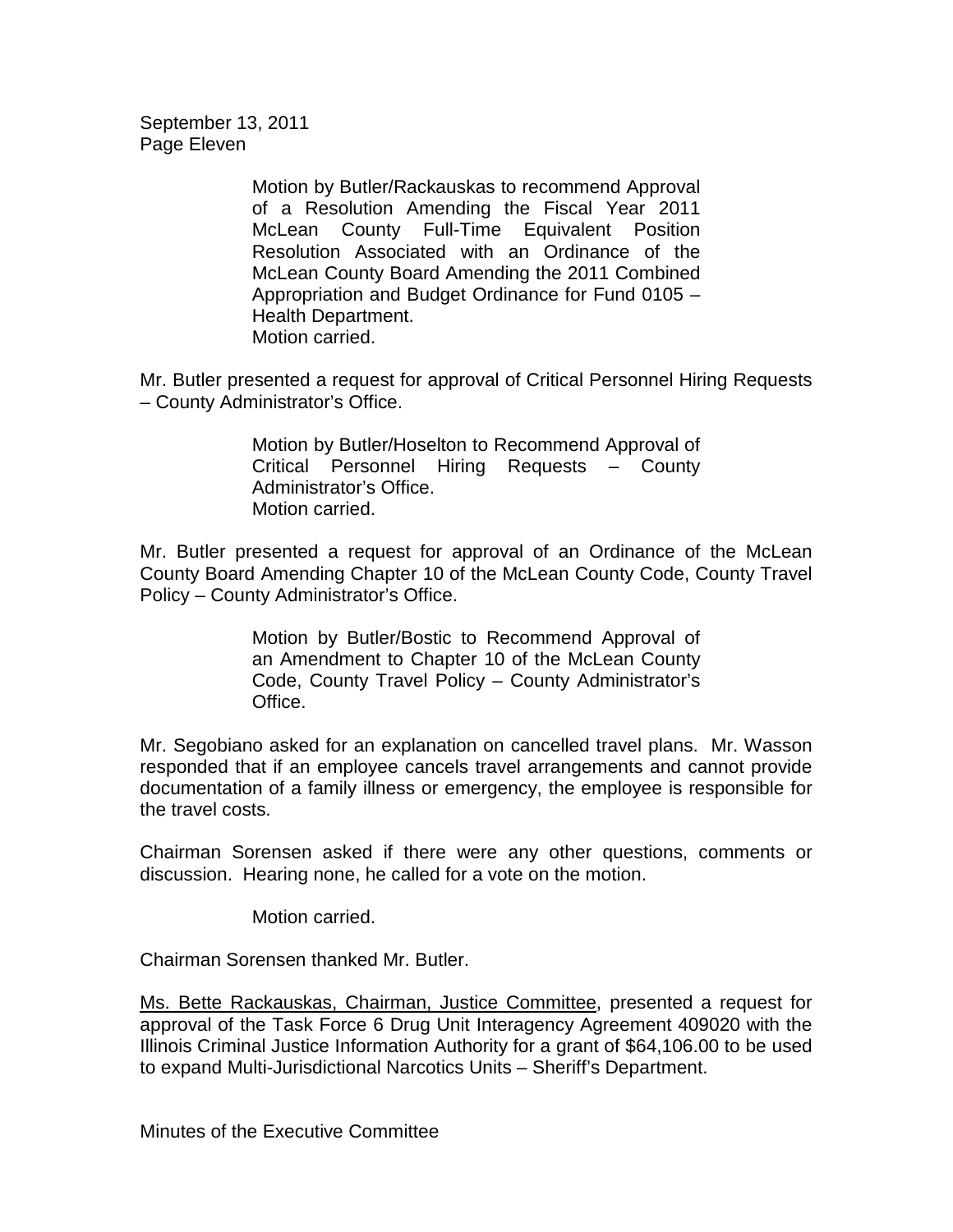Motion by Butler/Rackauskas to recommend Approval of a Resolution Amending the Fiscal Year 2011 McLean County Full-Time Equivalent Position Resolution Associated with an Ordinance of the McLean County Board Amending the 2011 Combined Appropriation and Budget Ordinance for Fund 0105 – Health Department.
Motion carried.

Mr. Butler presented a request for approval of Critical Personnel Hiring Requests – County Administrator's Office.

Motion by Butler/Hoselton to Recommend Approval of Critical Personnel Hiring Requests – County Administrator's Office.
Motion carried.

Mr. Butler presented a request for approval of an Ordinance of the McLean County Board Amending Chapter 10 of the McLean County Code, County Travel Policy – County Administrator's Office.

Motion by Butler/Bostic to Recommend Approval of an Amendment to Chapter 10 of the McLean County Code, County Travel Policy – County Administrator's Office.

Mr. Segobiano asked for an explanation on cancelled travel plans. Mr. Wasson responded that if an employee cancels travel arrangements and cannot provide documentation of a family illness or emergency, the employee is responsible for the travel costs.

Chairman Sorensen asked if there were any other questions, comments or discussion. Hearing none, he called for a vote on the motion.

Motion carried.

Chairman Sorensen thanked Mr. Butler.

Ms. Bette Rackauskas, Chairman, Justice Committee, presented a request for approval of the Task Force 6 Drug Unit Interagency Agreement 409020 with the Illinois Criminal Justice Information Authority for a grant of $64,106.00 to be used to expand Multi-Jurisdictional Narcotics Units – Sheriff's Department.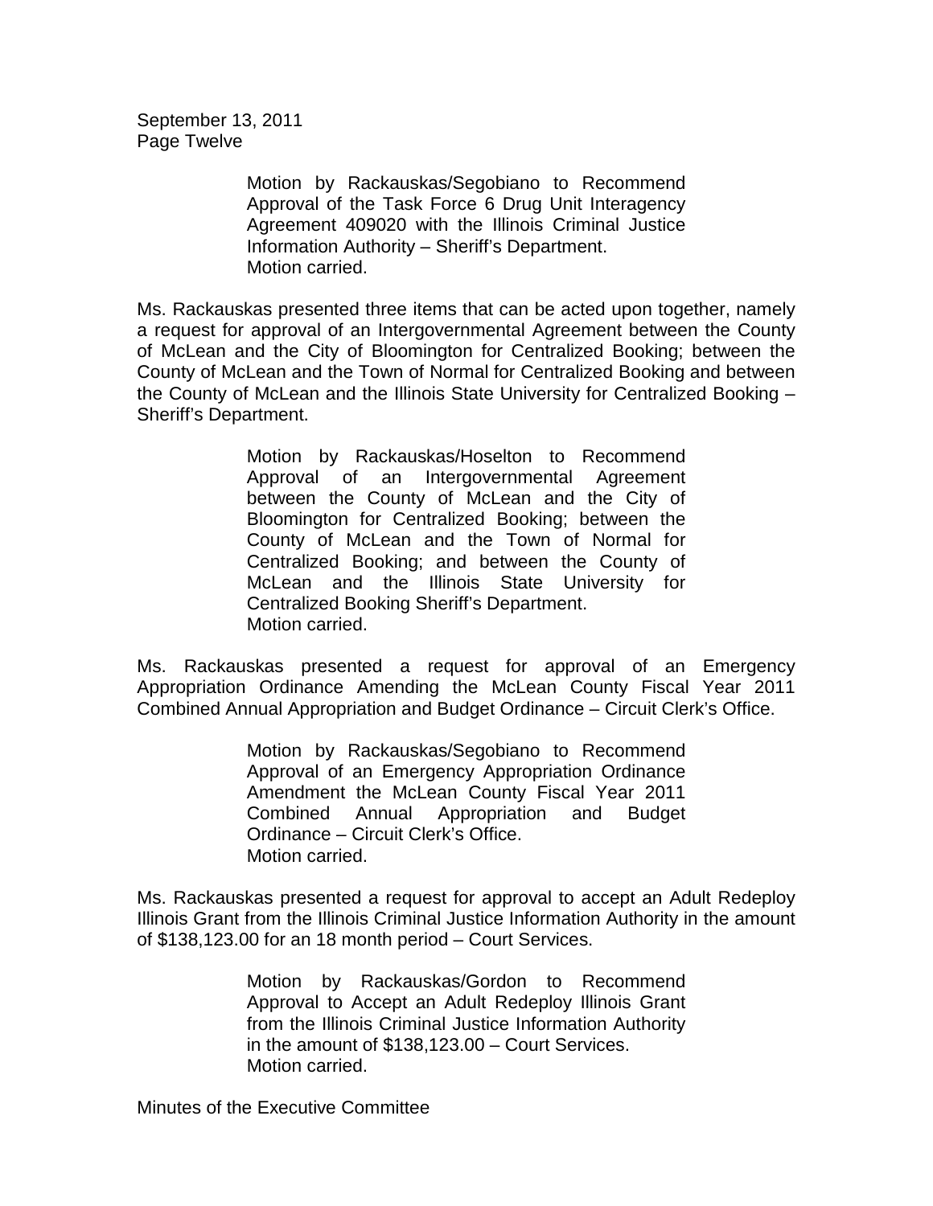Motion by Rackauskas/Segobiano to Recommend Approval of the Task Force 6 Drug Unit Interagency Agreement 409020 with the Illinois Criminal Justice Information Authority – Sheriff's Department.
Motion carried.

Ms. Rackauskas presented three items that can be acted upon together, namely a request for approval of an Intergovernmental Agreement between the County of McLean and the City of Bloomington for Centralized Booking; between the County of McLean and the Town of Normal for Centralized Booking and between the County of McLean and the Illinois State University for Centralized Booking – Sheriff's Department.

Motion by Rackauskas/Hoselton to Recommend Approval of an Intergovernmental Agreement between the County of McLean and the City of Bloomington for Centralized Booking; between the County of McLean and the Town of Normal for Centralized Booking; and between the County of McLean and the Illinois State University for Centralized Booking Sheriff's Department.
Motion carried.

Ms. Rackauskas presented a request for approval of an Emergency Appropriation Ordinance Amending the McLean County Fiscal Year 2011 Combined Annual Appropriation and Budget Ordinance – Circuit Clerk's Office.

Motion by Rackauskas/Segobiano to Recommend Approval of an Emergency Appropriation Ordinance Amendment the McLean County Fiscal Year 2011 Combined Annual Appropriation and Budget Ordinance – Circuit Clerk's Office.
Motion carried.

Ms. Rackauskas presented a request for approval to accept an Adult Redeploy Illinois Grant from the Illinois Criminal Justice Information Authority in the amount of $138,123.00 for an 18 month period – Court Services.

Motion by Rackauskas/Gordon to Recommend Approval to Accept an Adult Redeploy Illinois Grant from the Illinois Criminal Justice Information Authority in the amount of $138,123.00 – Court Services.
Motion carried.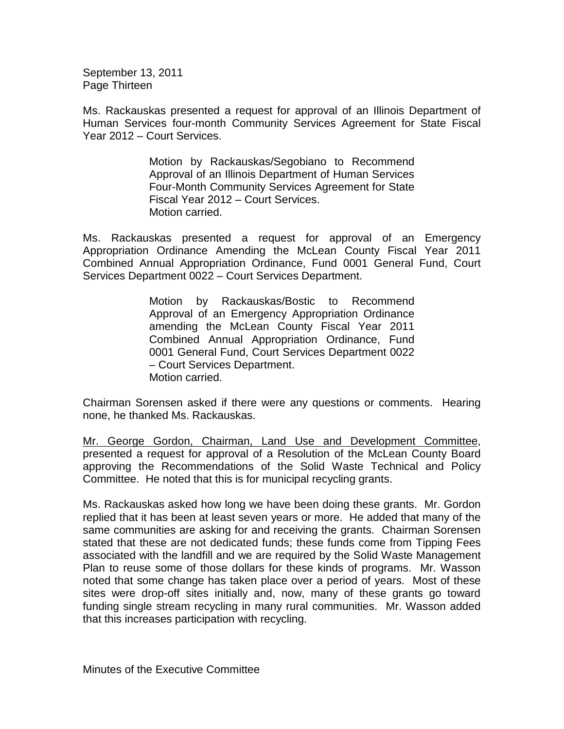Ms. Rackauskas presented a request for approval of an Illinois Department of Human Services four-month Community Services Agreement for State Fiscal Year 2012 – Court Services.

> Motion by Rackauskas/Segobiano to Recommend Approval of an Illinois Department of Human Services Four-Month Community Services Agreement for State Fiscal Year 2012 – Court Services.
> Motion carried.

Ms. Rackauskas presented a request for approval of an Emergency Appropriation Ordinance Amending the McLean County Fiscal Year 2011 Combined Annual Appropriation Ordinance, Fund 0001 General Fund, Court Services Department 0022 – Court Services Department.

> Motion by Rackauskas/Bostic to Recommend Approval of an Emergency Appropriation Ordinance amending the McLean County Fiscal Year 2011 Combined Annual Appropriation Ordinance, Fund 0001 General Fund, Court Services Department 0022 – Court Services Department.
> Motion carried.

Chairman Sorensen asked if there were any questions or comments. Hearing none, he thanked Ms. Rackauskas.

Mr. George Gordon, Chairman, Land Use and Development Committee, presented a request for approval of a Resolution of the McLean County Board approving the Recommendations of the Solid Waste Technical and Policy Committee. He noted that this is for municipal recycling grants.

Ms. Rackauskas asked how long we have been doing these grants. Mr. Gordon replied that it has been at least seven years or more. He added that many of the same communities are asking for and receiving the grants. Chairman Sorensen stated that these are not dedicated funds; these funds come from Tipping Fees associated with the landfill and we are required by the Solid Waste Management Plan to reuse some of those dollars for these kinds of programs. Mr. Wasson noted that some change has taken place over a period of years. Most of these sites were drop-off sites initially and, now, many of these grants go toward funding single stream recycling in many rural communities. Mr. Wasson added that this increases participation with recycling.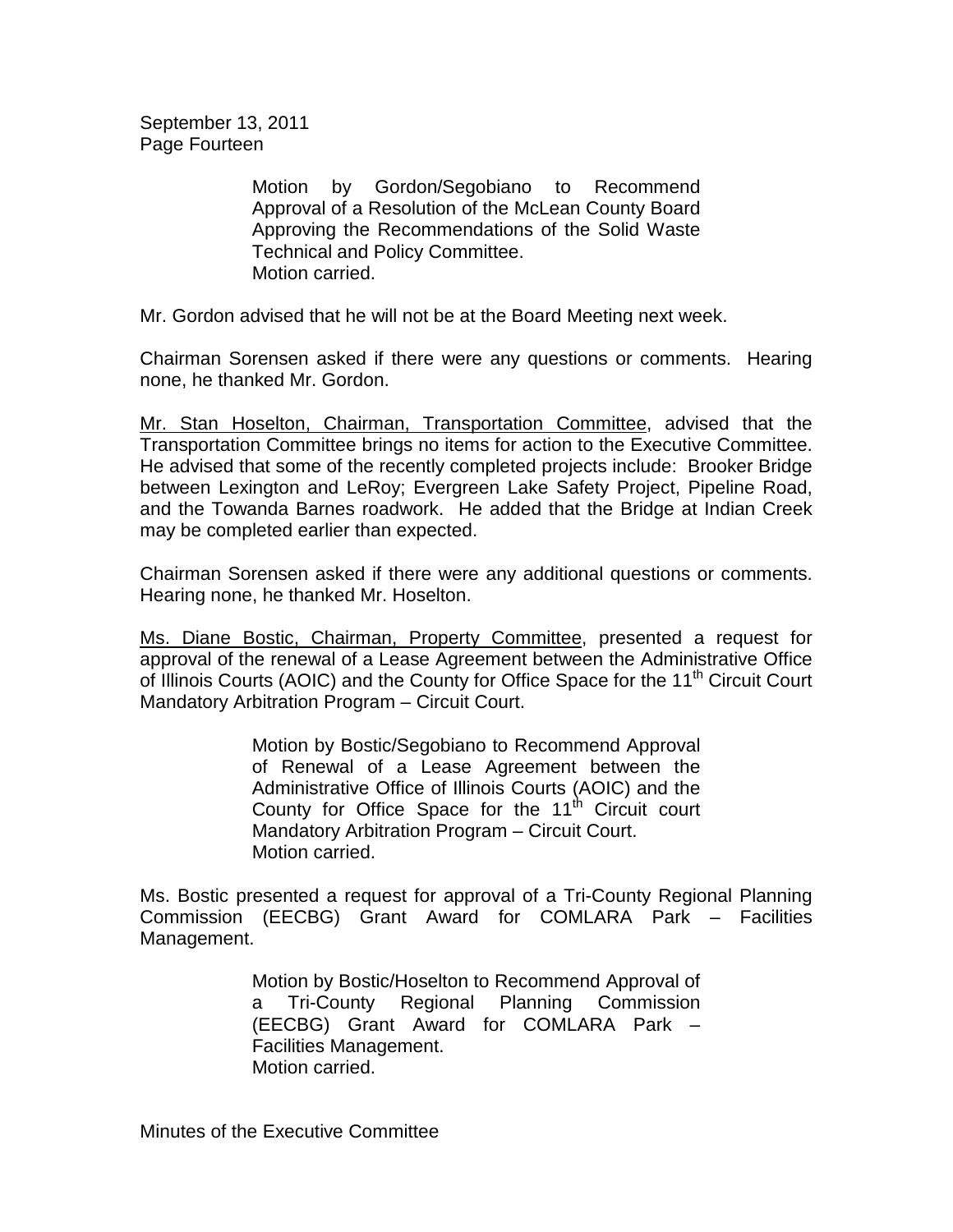Motion by Gordon/Segobiano to Recommend Approval of a Resolution of the McLean County Board Approving the Recommendations of the Solid Waste Technical and Policy Committee.
Motion carried.

Mr. Gordon advised that he will not be at the Board Meeting next week.

Chairman Sorensen asked if there were any questions or comments. Hearing none, he thanked Mr. Gordon.

Mr. Stan Hoselton, Chairman, Transportation Committee, advised that the Transportation Committee brings no items for action to the Executive Committee. He advised that some of the recently completed projects include: Brooker Bridge between Lexington and LeRoy; Evergreen Lake Safety Project, Pipeline Road, and the Towanda Barnes roadwork. He added that the Bridge at Indian Creek may be completed earlier than expected.

Chairman Sorensen asked if there were any additional questions or comments. Hearing none, he thanked Mr. Hoselton.

Ms. Diane Bostic, Chairman, Property Committee, presented a request for approval of the renewal of a Lease Agreement between the Administrative Office of Illinois Courts (AOIC) and the County for Office Space for the 11th Circuit Court Mandatory Arbitration Program – Circuit Court.

> Motion by Bostic/Segobiano to Recommend Approval of Renewal of a Lease Agreement between the Administrative Office of Illinois Courts (AOIC) and the County for Office Space for the 11th Circuit court Mandatory Arbitration Program – Circuit Court.
> Motion carried.

Ms. Bostic presented a request for approval of a Tri-County Regional Planning Commission (EECBG) Grant Award for COMLARA Park – Facilities Management.

> Motion by Bostic/Hoselton to Recommend Approval of a Tri-County Regional Planning Commission (EECBG) Grant Award for COMLARA Park – Facilities Management.
> Motion carried.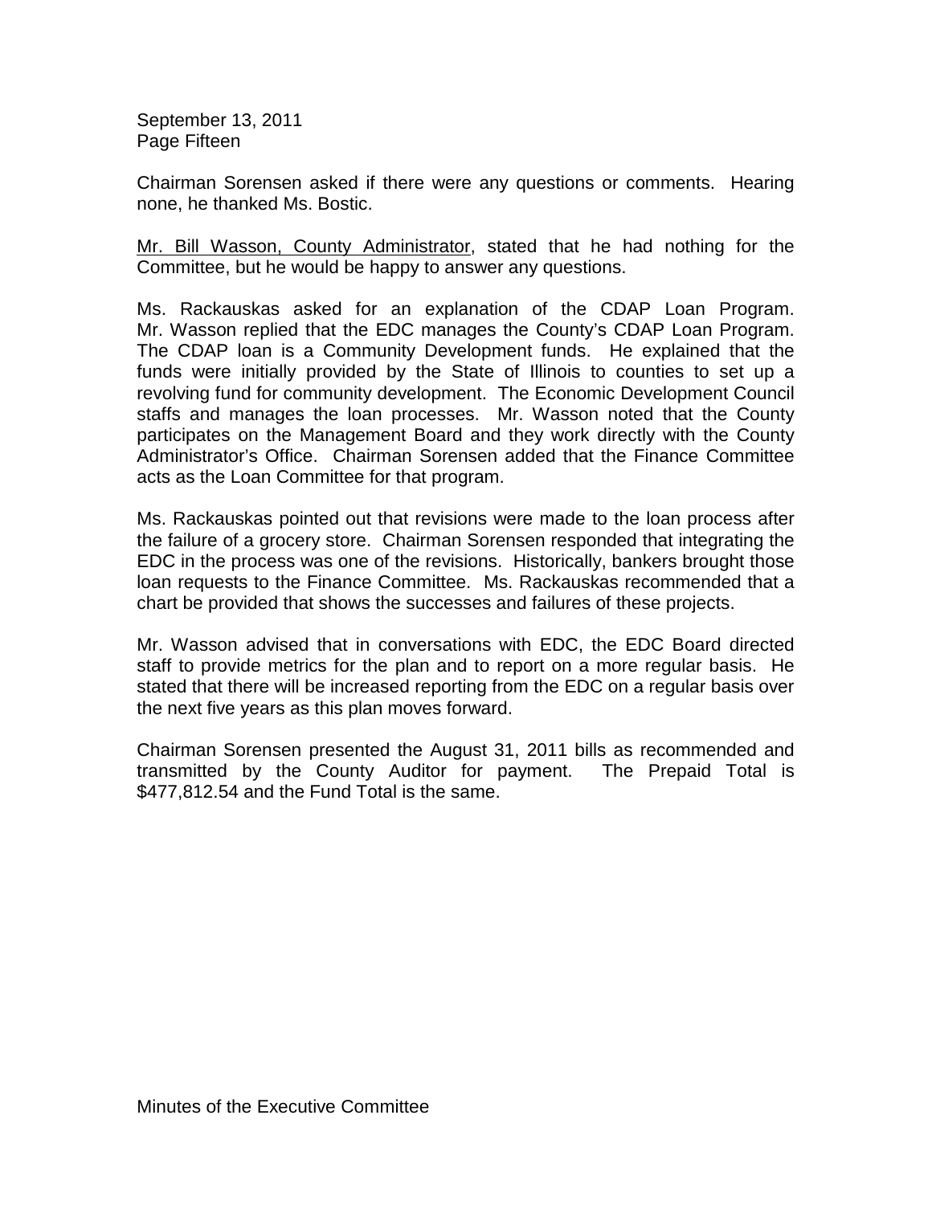Chairman Sorensen asked if there were any questions or comments. Hearing none, he thanked Ms. Bostic.

Mr. Bill Wasson, County Administrator, stated that he had nothing for the Committee, but he would be happy to answer any questions.

Ms. Rackauskas asked for an explanation of the CDAP Loan Program. Mr. Wasson replied that the EDC manages the County's CDAP Loan Program. The CDAP loan is a Community Development funds. He explained that the funds were initially provided by the State of Illinois to counties to set up a revolving fund for community development. The Economic Development Council staffs and manages the loan processes. Mr. Wasson noted that the County participates on the Management Board and they work directly with the County Administrator's Office. Chairman Sorensen added that the Finance Committee acts as the Loan Committee for that program.

Ms. Rackauskas pointed out that revisions were made to the loan process after the failure of a grocery store. Chairman Sorensen responded that integrating the EDC in the process was one of the revisions. Historically, bankers brought those loan requests to the Finance Committee. Ms. Rackauskas recommended that a chart be provided that shows the successes and failures of these projects.

Mr. Wasson advised that in conversations with EDC, the EDC Board directed staff to provide metrics for the plan and to report on a more regular basis. He stated that there will be increased reporting from the EDC on a regular basis over the next five years as this plan moves forward.

Chairman Sorensen presented the August 31, 2011 bills as recommended and transmitted by the County Auditor for payment. The Prepaid Total is $477,812.54 and the Fund Total is the same.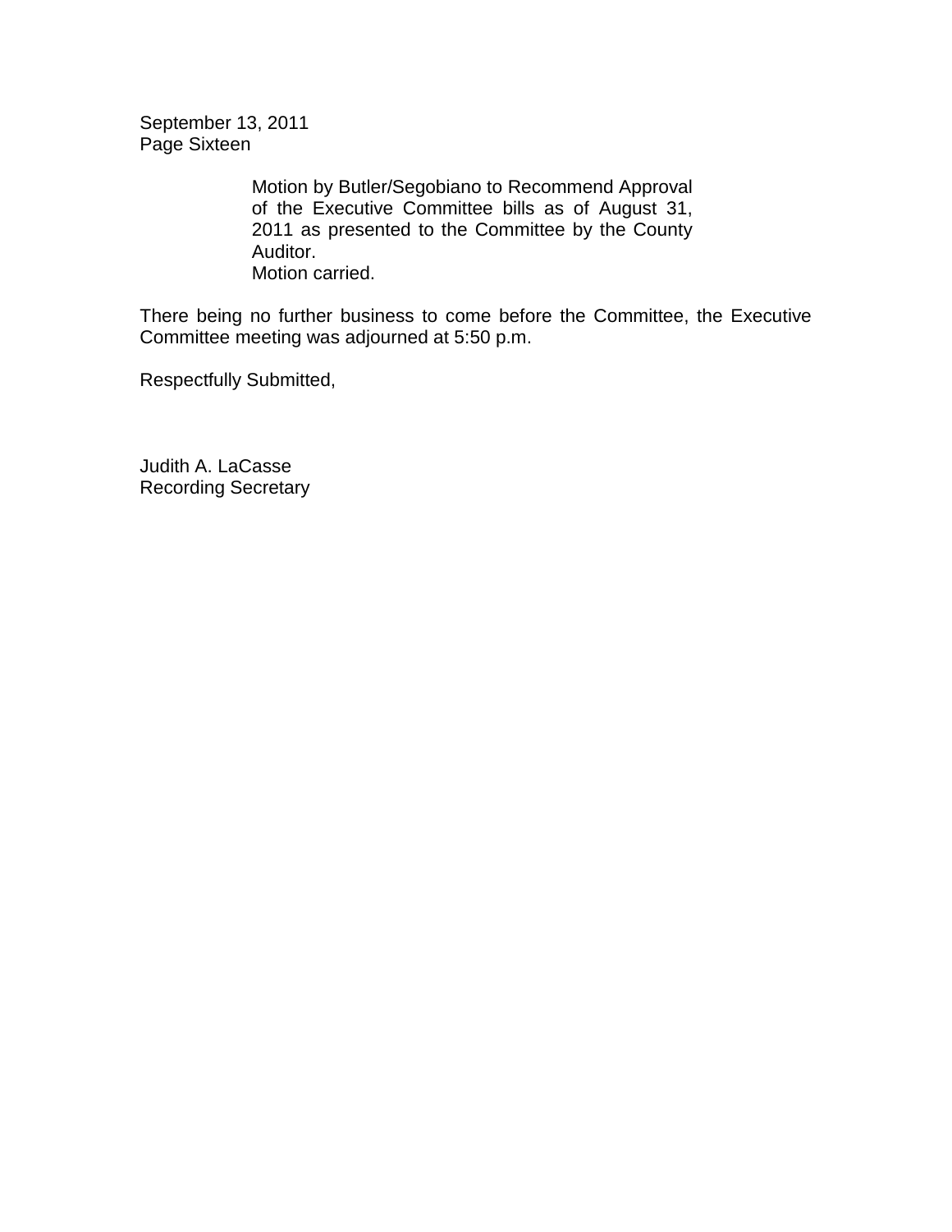Motion by Butler/Segobiano to Recommend Approval of the Executive Committee bills as of August 31, 2011 as presented to the Committee by the County Auditor.
Motion carried.

There being no further business to come before the Committee, the Executive Committee meeting was adjourned at 5:50 p.m.

Respectfully Submitted,

Judith A. LaCasse
Recording Secretary